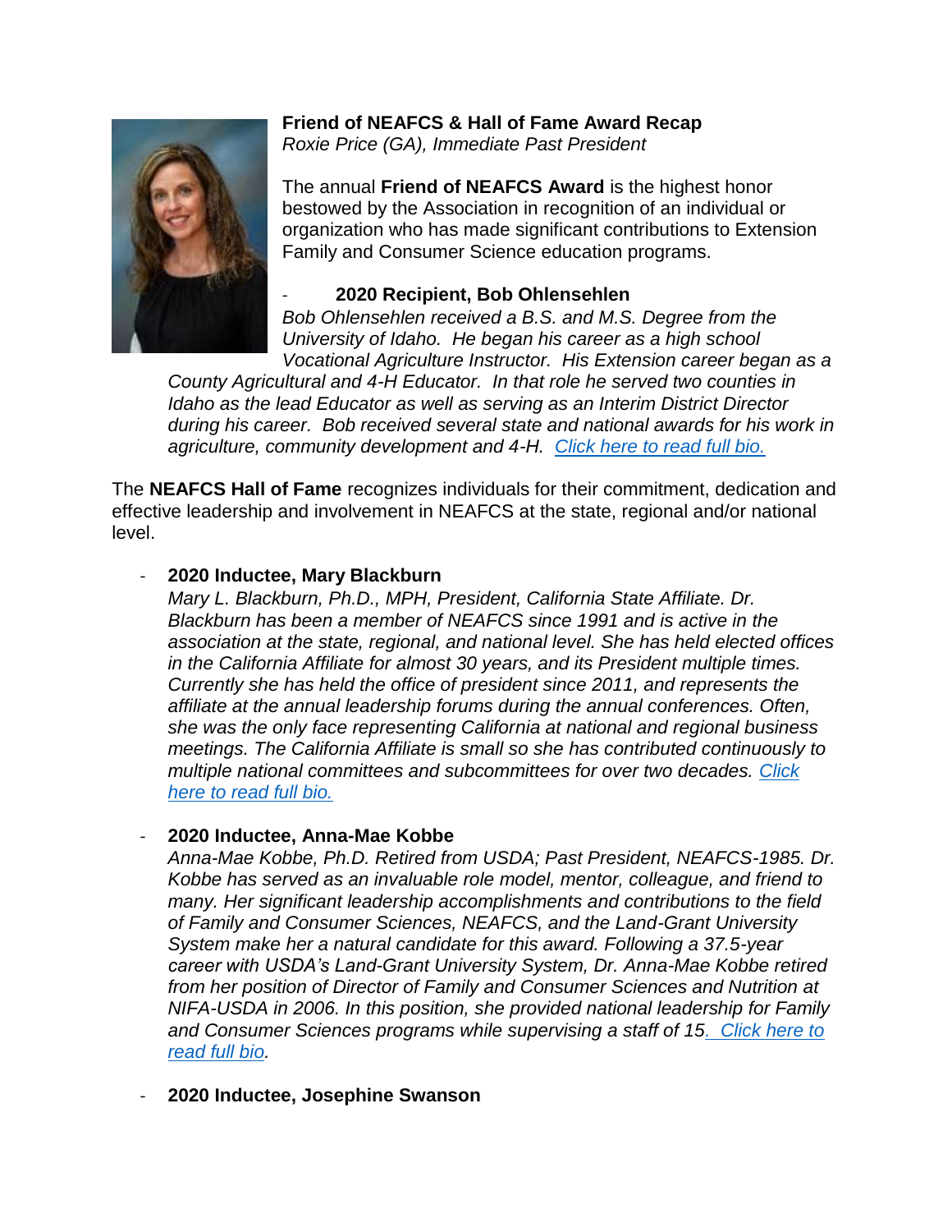**Friend of NEAFCS & Hall of Fame Award Recap**

*Roxie Price (GA), Immediate Past President*

The annual **Friend of NEAFCS Award** is the highest honor bestowed by the Association in recognition of an individual or organization who has made significant contributions to Extension Family and Consumer Science education programs.

- **2020 Recipient, Bob Ohlensehlen**
  *Bob Ohlensehlen received a B.S. and M.S. Degree from the University of Idaho. He began his career as a high school Vocational Agriculture Instructor. His Extension career began as a County Agricultural and 4-H Educator. In that role he served two counties in Idaho as the lead Educator as well as serving as an Interim District Director during his career. Bob received several state and national awards for his work in agriculture, community development and 4-H. Click here to read full bio.*

The **NEAFCS Hall of Fame** recognizes individuals for their commitment, dedication and effective leadership and involvement in NEAFCS at the state, regional and/or national level.

- **2020 Inductee, Mary Blackburn**
  *Mary L. Blackburn, Ph.D., MPH, President, California State Affiliate. Dr. Blackburn has been a member of NEAFCS since 1991 and is active in the association at the state, regional, and national level. She has held elected offices in the California Affiliate for almost 30 years, and its President multiple times. Currently she has held the office of president since 2011, and represents the affiliate at the annual leadership forums during the annual conferences. Often, she was the only face representing California at national and regional business meetings. The California Affiliate is small so she has contributed continuously to multiple national committees and subcommittees for over two decades. Click here to read full bio.*

- **2020 Inductee, Anna-Mae Kobbe**
  *Anna-Mae Kobbe, Ph.D. Retired from USDA; Past President, NEAFCS-1985. Dr. Kobbe has served as an invaluable role model, mentor, colleague, and friend to many. Her significant leadership accomplishments and contributions to the field of Family and Consumer Sciences, NEAFCS, and the Land-Grant University System make her a natural candidate for this award. Following a 37.5-year career with USDA's Land-Grant University System, Dr. Anna-Mae Kobbe retired from her position of Director of Family and Consumer Sciences and Nutrition at NIFA-USDA in 2006. In this position, she provided national leadership for Family and Consumer Sciences programs while supervising a staff of 15. Click here to read full bio.*

- **2020 Inductee, Josephine Swanson**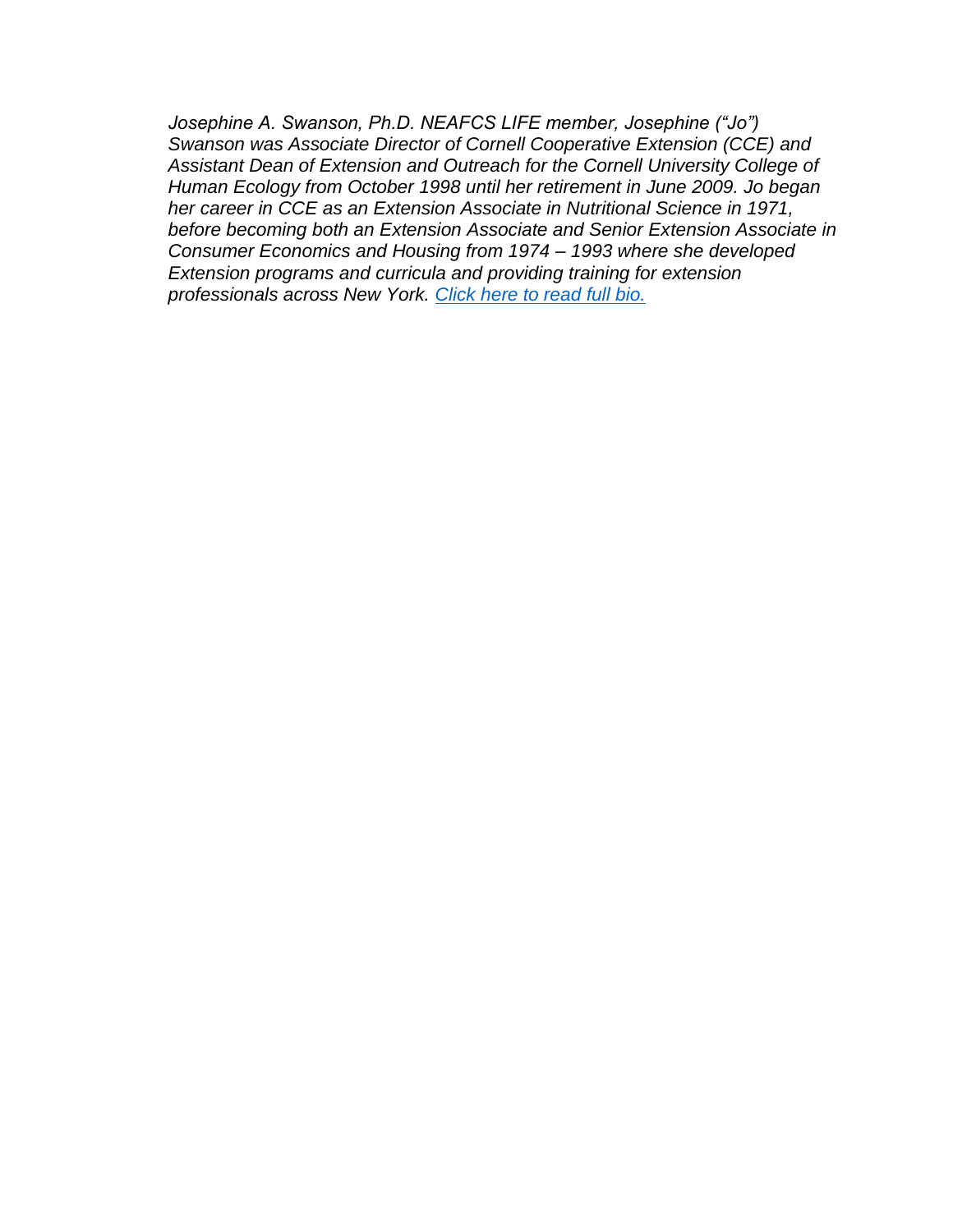*Josephine A. Swanson, Ph.D. NEAFCS LIFE member, Josephine ("Jo") Swanson was Associate Director of Cornell Cooperative Extension (CCE) and Assistant Dean of Extension and Outreach for the Cornell University College of Human Ecology from October 1998 until her retirement in June 2009. Jo began her career in CCE as an Extension Associate in Nutritional Science in 1971, before becoming both an Extension Associate and Senior Extension Associate in Consumer Economics and Housing from 1974 – 1993 where she developed Extension programs and curricula and providing training for extension professionals across New York. Click here to read full bio.*